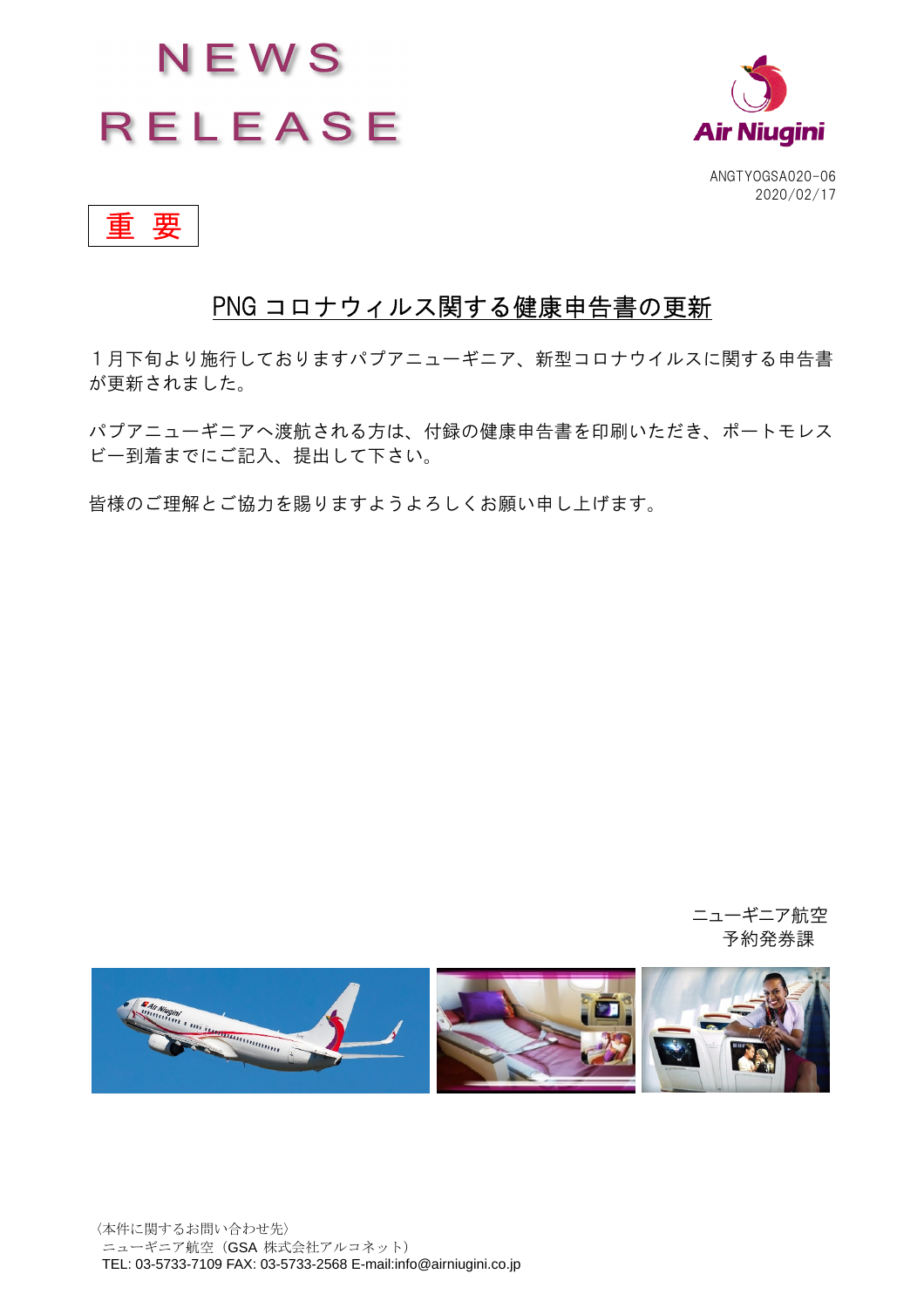# NEWS RELEASE

Air Niugini

ANGTYOGSA020-06
2020/02/17

重 要

## PNG コロナウィルス関する健康申告書の更新

１月下旬より施行しておりますパプアニューギニア、新型コロナウイルスに関する申告書が更新されました。

パプアニューギニアへ渡航される方は、付録の健康申告書を印刷いただき、ポートモレスビー到着までにご記入、提出して下さい。

皆様のご理解とご協力を賜りますようよろしくお願い申し上げます。

ニューギニア航空
予約発券課

〈本件に関するお問い合わせ先〉
ニューギニア航空（GSA 株式会社アルコネット）
TEL: 03-5733-7109 FAX: 03-5733-2568 E-mail:info@airniugini.co.jp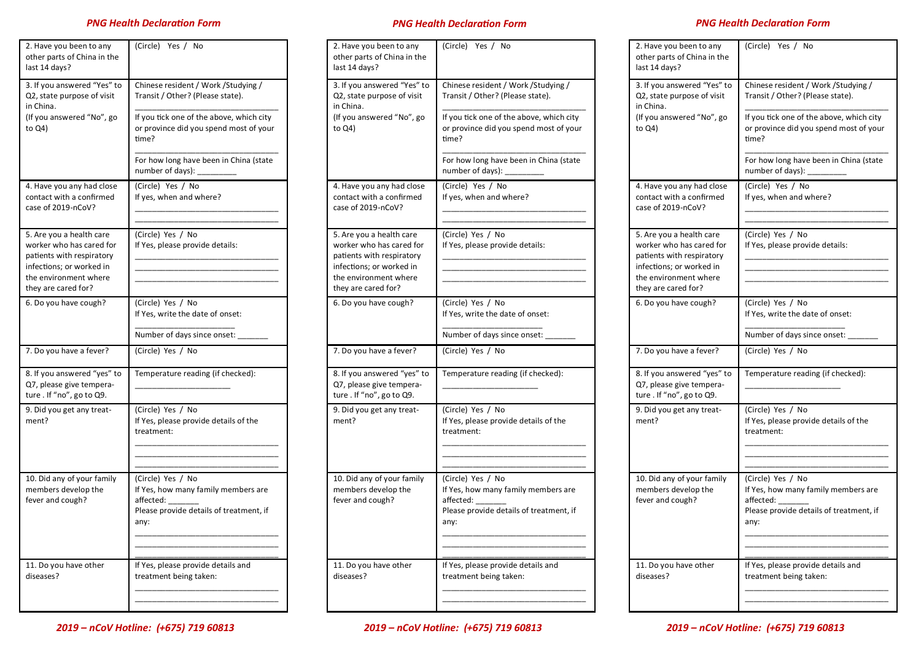## *PNG Health Declaration Form*

| | |
|---|---|
| 2. Have you been to any other parts of China in the last 14 days? | (Circle) Yes / No |
| 3. If you answered "Yes" to Q2, state purpose of visit in China. (If you answered "No", go to Q4) | Chinese resident / Work /Studying / Transit / Other? (Please state). ________________________________ If you tick one of the above, which city or province did you spend most of your time? ________________________________ For how long have been in China (state number of days): ________ |
| 4. Have you any had close contact with a confirmed case of 2019-nCoV? | (Circle) Yes / No If yes, when and where? ________________________________ ________________________________ |
| 5. Are you a health care worker who has cared for patients with respiratory infections; or worked in the environment where they are cared for? | (Circle) Yes / No If Yes, please provide details: ________________________________ ________________________________ ________________________________ |
| 6. Do you have cough? | (Circle) Yes / No If Yes, write the date of onset: ____________________ Number of days since onset: ______ |
| 7. Do you have a fever? | (Circle) Yes / No |
| 8. If you answered "yes" to Q7, please give temperature . If "no", go to Q9. | Temperature reading (if checked): ____________________ |
| 9. Did you get any treatment? | (Circle) Yes / No If Yes, please provide details of the treatment: ________________________________ ________________________________ ________________________________ |
| 10. Did any of your family members develop the fever and cough? | (Circle) Yes / No If Yes, how many family members are affected: ______ Please provide details of treatment, if any: ________________________________ ________________________________ ________________________________ |
| 11. Do you have other diseases? | If Yes, please provide details and treatment being taken: ________________________________ ________________________________ |

***2019 – nCoV Hotline: (+675) 719 60813***

## *PNG Health Declaration Form*

| | |
|---|---|
| 2. Have you been to any other parts of China in the last 14 days? | (Circle) Yes / No |
| 3. If you answered "Yes" to Q2, state purpose of visit in China. (If you answered "No", go to Q4) | Chinese resident / Work /Studying / Transit / Other? (Please state). ________________________________ If you tick one of the above, which city or province did you spend most of your time? ________________________________ For how long have been in China (state number of days): ________ |
| 4. Have you any had close contact with a confirmed case of 2019-nCoV? | (Circle) Yes / No If yes, when and where? ________________________________ ________________________________ |
| 5. Are you a health care worker who has cared for patients with respiratory infections; or worked in the environment where they are cared for? | (Circle) Yes / No If Yes, please provide details: ________________________________ ________________________________ ________________________________ |
| 6. Do you have cough? | (Circle) Yes / No If Yes, write the date of onset: ____________________ Number of days since onset: ______ |
| 7. Do you have a fever? | (Circle) Yes / No |
| 8. If you answered "yes" to Q7, please give temperature . If "no", go to Q9. | Temperature reading (if checked): ____________________ |
| 9. Did you get any treatment? | (Circle) Yes / No If Yes, please provide details of the treatment: ________________________________ ________________________________ ________________________________ |
| 10. Did any of your family members develop the fever and cough? | (Circle) Yes / No If Yes, how many family members are affected: ______ Please provide details of treatment, if any: ________________________________ ________________________________ ________________________________ |
| 11. Do you have other diseases? | If Yes, please provide details and treatment being taken: ________________________________ ________________________________ |

***2019 – nCoV Hotline: (+675) 719 60813***

## *PNG Health Declaration Form*

| | |
|---|---|
| 2. Have you been to any other parts of China in the last 14 days? | (Circle) Yes / No |
| 3. If you answered "Yes" to Q2, state purpose of visit in China. (If you answered "No", go to Q4) | Chinese resident / Work /Studying / Transit / Other? (Please state). ________________________________ If you tick one of the above, which city or province did you spend most of your time? ________________________________ For how long have been in China (state number of days): ________ |
| 4. Have you any had close contact with a confirmed case of 2019-nCoV? | (Circle) Yes / No If yes, when and where? ________________________________ ________________________________ |
| 5. Are you a health care worker who has cared for patients with respiratory infections; or worked in the environment where they are cared for? | (Circle) Yes / No If Yes, please provide details: ________________________________ ________________________________ ________________________________ |
| 6. Do you have cough? | (Circle) Yes / No If Yes, write the date of onset: ____________________ Number of days since onset: ______ |
| 7. Do you have a fever? | (Circle) Yes / No |
| 8. If you answered "yes" to Q7, please give temperature . If "no", go to Q9. | Temperature reading (if checked): ____________________ |
| 9. Did you get any treatment? | (Circle) Yes / No If Yes, please provide details of the treatment: ________________________________ ________________________________ ________________________________ |
| 10. Did any of your family members develop the fever and cough? | (Circle) Yes / No If Yes, how many family members are affected: ______ Please provide details of treatment, if any: ________________________________ ________________________________ ________________________________ |
| 11. Do you have other diseases? | If Yes, please provide details and treatment being taken: ________________________________ ________________________________ |

***2019 – nCoV Hotline: (+675) 719 60813***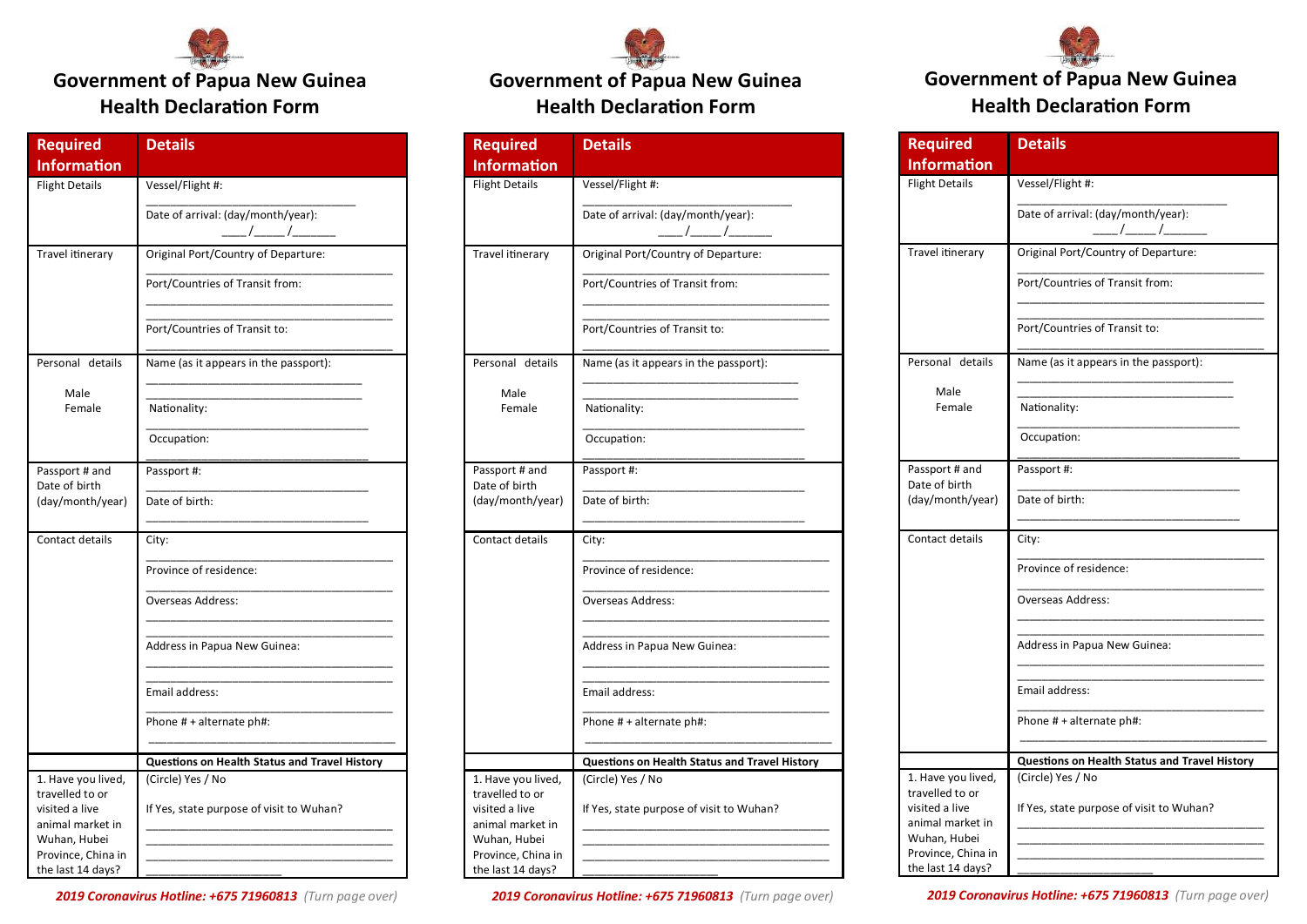# Government of Papua New Guinea
## Health Declaration Form

| Required Information | Details |
|---|---|
| Flight Details | Vessel/Flight #: ________________________________ Date of arrival: (day/month/year): ____/_____/______ |
| Travel itinerary | Original Port/Country of Departure: ________________________________ Port/Countries of Transit from: ________________________________ ________________________________ Port/Countries of Transit to: ________________________________ |
| Personal details Male Female | Name (as it appears in the passport): ________________________________ ________________________________ Nationality: ________________________________ Occupation: ________________________________ |
| Passport # and Date of birth (day/month/year) | Passport #: ________________________________ Date of birth: ________________________________ |
| Contact details | City: ________________________________ Province of residence: ________________________________ Overseas Address: ________________________________ ________________________________ Address in Papua New Guinea: ________________________________ ________________________________ Email address: ________________________________ Phone # + alternate ph#: ________________________________ |
| | **Questions on Health Status and Travel History** |
| 1. Have you lived, travelled to or visited a live animal market in Wuhan, Hubei Province, China in the last 14 days? | (Circle) Yes / No If Yes, state purpose of visit to Wuhan? ________________________________ ________________________________ ________________________________ ____________________ |

***2019 Coronavirus Hotline: +675 71960813*** *(Turn page over)*

# Government of Papua New Guinea
## Health Declaration Form

| Required Information | Details |
|---|---|
| Flight Details | Vessel/Flight #: ________________________________ Date of arrival: (day/month/year): ____/_____/______ |
| Travel itinerary | Original Port/Country of Departure: ________________________________ Port/Countries of Transit from: ________________________________ ________________________________ Port/Countries of Transit to: ________________________________ |
| Personal details Male Female | Name (as it appears in the passport): ________________________________ ________________________________ Nationality: ________________________________ Occupation: ________________________________ |
| Passport # and Date of birth (day/month/year) | Passport #: ________________________________ Date of birth: ________________________________ |
| Contact details | City: ________________________________ Province of residence: ________________________________ Overseas Address: ________________________________ ________________________________ Address in Papua New Guinea: ________________________________ ________________________________ Email address: ________________________________ Phone # + alternate ph#: ________________________________ |
| | **Questions on Health Status and Travel History** |
| 1. Have you lived, travelled to or visited a live animal market in Wuhan, Hubei Province, China in the last 14 days? | (Circle) Yes / No If Yes, state purpose of visit to Wuhan? ________________________________ ________________________________ ________________________________ ____________________ |

***2019 Coronavirus Hotline: +675 71960813*** *(Turn page over)*

# Government of Papua New Guinea
## Health Declaration Form

| Required Information | Details |
|---|---|
| Flight Details | Vessel/Flight #: ________________________________ Date of arrival: (day/month/year): ____/_____/______ |
| Travel itinerary | Original Port/Country of Departure: ________________________________ Port/Countries of Transit from: ________________________________ ________________________________ Port/Countries of Transit to: ________________________________ |
| Personal details Male Female | Name (as it appears in the passport): ________________________________ ________________________________ Nationality: ________________________________ Occupation: ________________________________ |
| Passport # and Date of birth (day/month/year) | Passport #: ________________________________ Date of birth: ________________________________ |
| Contact details | City: ________________________________ Province of residence: ________________________________ Overseas Address: ________________________________ ________________________________ Address in Papua New Guinea: ________________________________ ________________________________ Email address: ________________________________ Phone # + alternate ph#: ________________________________ |
| | **Questions on Health Status and Travel History** |
| 1. Have you lived, travelled to or visited a live animal market in Wuhan, Hubei Province, China in the last 14 days? | (Circle) Yes / No If Yes, state purpose of visit to Wuhan? ________________________________ ________________________________ ________________________________ ____________________ |

***2019 Coronavirus Hotline: +675 71960813*** *(Turn page over)*